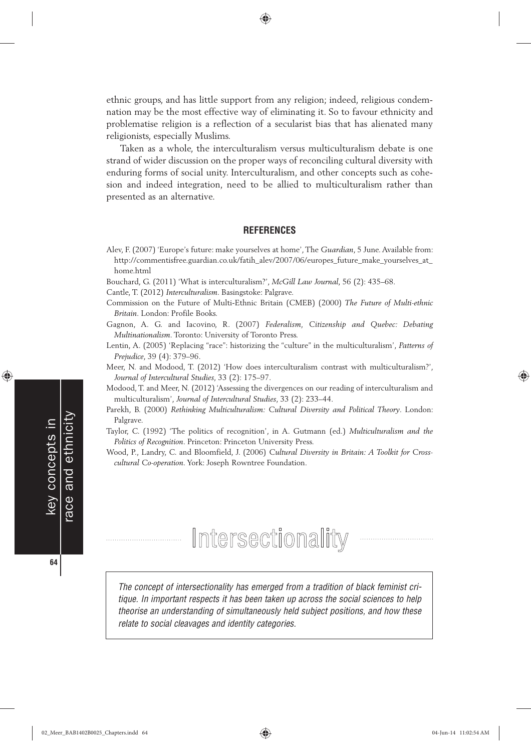ethnic groups, and has little support from any religion; indeed, religious condemnation may be the most effective way of eliminating it. So to favour ethnicity and problematise religion is a reflection of a secularist bias that has alienated many religionists, especially Muslims.

Taken as a whole, the interculturalism versus multiculturalism debate is one strand of wider discussion on the proper ways of reconciling cultural diversity with enduring forms of social unity. Interculturalism, and other concepts such as cohesion and indeed integration, need to be allied to multiculturalism rather than presented as an alternative.

## REFERENCES

Alev, F. (2007) 'Europe's future: make yourselves at home', The *Guardian*, 5 June. Available from: http://commentisfree.guardian.co.uk/fatih_alev/2007/06/europes_future_make_yourselves_at_home.html

Bouchard, G. (2011) 'What is interculturalism?', *McGill Law Journal*, 56 (2): 435–68.

Cantle, T. (2012) *Interculturalism*. Basingstoke: Palgrave.

Commission on the Future of Multi-Ethnic Britain (CMEB) (2000) *The Future of Multi-ethnic Britain*. London: Profile Books.

Gagnon, A. G. and Iacovino, R. (2007) *Federalism, Citizenship and Quebec: Debating Multinationalism*. Toronto: University of Toronto Press.

Lentin, A. (2005) 'Replacing "race": historizing the "culture" in the multiculturalism', *Patterns of Prejudice*, 39 (4): 379–96.

Meer, N. and Modood, T. (2012) 'How does interculturalism contrast with multiculturalism?', *Journal of Intercultural Studies*, 33 (2): 175–97.

Modood, T. and Meer, N. (2012) 'Assessing the divergences on our reading of interculturalism and multiculturalism', *Journal of Intercultural Studies*, 33 (2): 233–44.

Parekh, B. (2000) *Rethinking Multiculturalism: Cultural Diversity and Political Theory*. London: Palgrave.

Taylor, C. (1992) 'The politics of recognition', in A. Gutmann (ed.) *Multiculturalism and the Politics of Recognition*. Princeton: Princeton University Press.

Wood, P., Landry, C. and Bloomfield, J. (2006) *Cultural Diversity in Britain: A Toolkit for Cross-cultural Co-operation*. York: Joseph Rowntree Foundation.

# Intersectionality

*The concept of intersectionality has emerged from a tradition of black feminist critique. In important respects it has been taken up across the social sciences to help theorise an understanding of simultaneously held subject positions, and how these relate to social cleavages and identity categories.*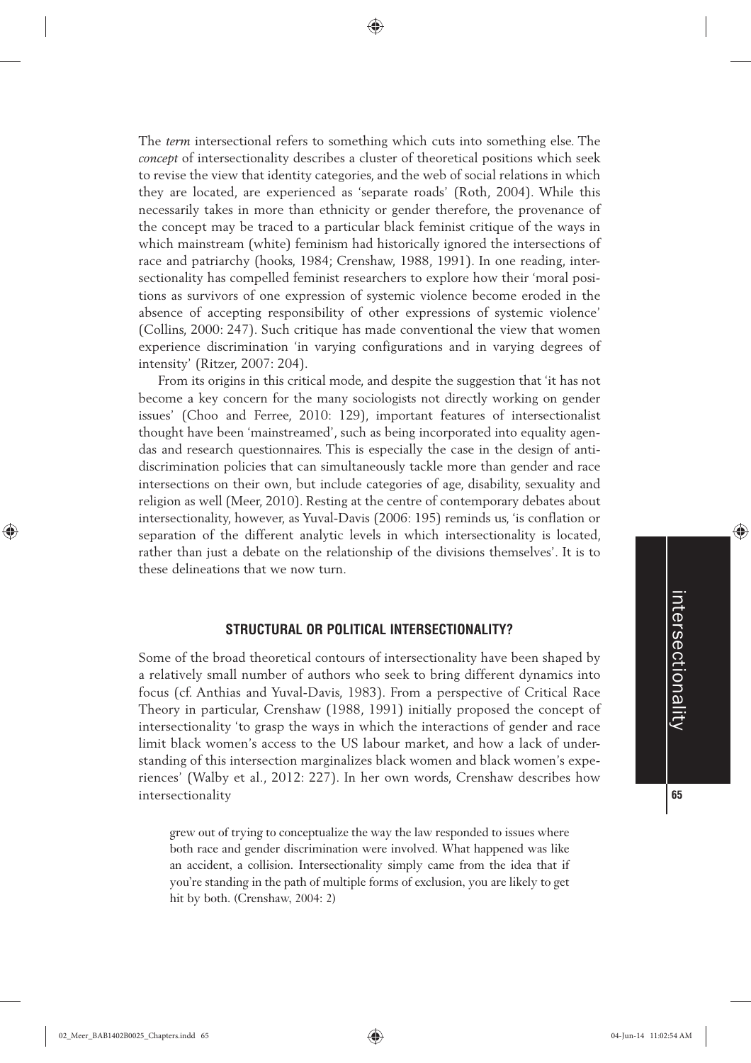The *term* intersectional refers to something which cuts into something else. The *concept* of intersectionality describes a cluster of theoretical positions which seek to revise the view that identity categories, and the web of social relations in which they are located, are experienced as 'separate roads' (Roth, 2004). While this necessarily takes in more than ethnicity or gender therefore, the provenance of the concept may be traced to a particular black feminist critique of the ways in which mainstream (white) feminism had historically ignored the intersections of race and patriarchy (hooks, 1984; Crenshaw, 1988, 1991). In one reading, intersectionality has compelled feminist researchers to explore how their 'moral positions as survivors of one expression of systemic violence become eroded in the absence of accepting responsibility of other expressions of systemic violence' (Collins, 2000: 247). Such critique has made conventional the view that women experience discrimination 'in varying configurations and in varying degrees of intensity' (Ritzer, 2007: 204).

From its origins in this critical mode, and despite the suggestion that 'it has not become a key concern for the many sociologists not directly working on gender issues' (Choo and Ferree, 2010: 129), important features of intersectionalist thought have been 'mainstreamed', such as being incorporated into equality agendas and research questionnaires. This is especially the case in the design of anti-discrimination policies that can simultaneously tackle more than gender and race intersections on their own, but include categories of age, disability, sexuality and religion as well (Meer, 2010). Resting at the centre of contemporary debates about intersectionality, however, as Yuval-Davis (2006: 195) reminds us, 'is conflation or separation of the different analytic levels in which intersectionality is located, rather than just a debate on the relationship of the divisions themselves'. It is to these delineations that we now turn.

## STRUCTURAL OR POLITICAL INTERSECTIONALITY?

Some of the broad theoretical contours of intersectionality have been shaped by a relatively small number of authors who seek to bring different dynamics into focus (cf. Anthias and Yuval-Davis, 1983). From a perspective of Critical Race Theory in particular, Crenshaw (1988, 1991) initially proposed the concept of intersectionality 'to grasp the ways in which the interactions of gender and race limit black women's access to the US labour market, and how a lack of understanding of this intersection marginalizes black women and black women's experiences' (Walby et al., 2012: 227). In her own words, Crenshaw describes how intersectionality

> grew out of trying to conceptualize the way the law responded to issues where both race and gender discrimination were involved. What happened was like an accident, a collision. Intersectionality simply came from the idea that if you're standing in the path of multiple forms of exclusion, you are likely to get hit by both. (Crenshaw, 2004: 2)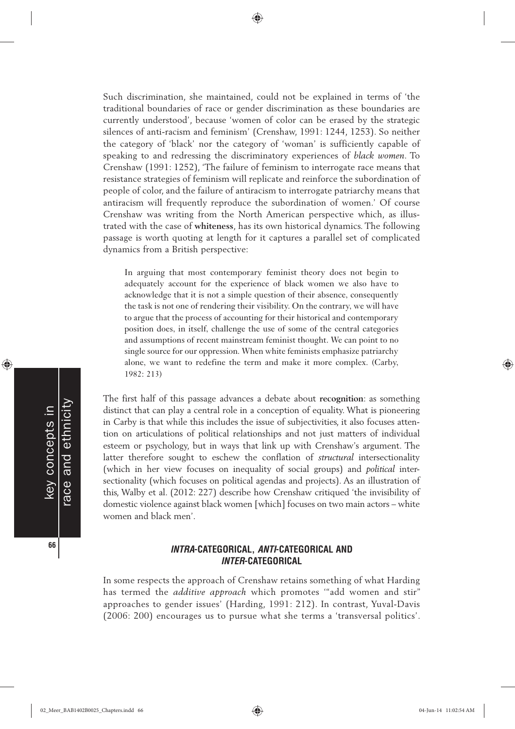Such discrimination, she maintained, could not be explained in terms of 'the traditional boundaries of race or gender discrimination as these boundaries are currently understood', because 'women of color can be erased by the strategic silences of anti-racism and feminism' (Crenshaw, 1991: 1244, 1253). So neither the category of 'black' nor the category of 'woman' is sufficiently capable of speaking to and redressing the discriminatory experiences of *black women*. To Crenshaw (1991: 1252), 'The failure of feminism to interrogate race means that resistance strategies of feminism will replicate and reinforce the subordination of people of color, and the failure of antiracism to interrogate patriarchy means that antiracism will frequently reproduce the subordination of women.' Of course Crenshaw was writing from the North American perspective which, as illustrated with the case of **whiteness**, has its own historical dynamics. The following passage is worth quoting at length for it captures a parallel set of complicated dynamics from a British perspective:

> In arguing that most contemporary feminist theory does not begin to adequately account for the experience of black women we also have to acknowledge that it is not a simple question of their absence, consequently the task is not one of rendering their visibility. On the contrary, we will have to argue that the process of accounting for their historical and contemporary position does, in itself, challenge the use of some of the central categories and assumptions of recent mainstream feminist thought. We can point to no single source for our oppression. When white feminists emphasize patriarchy alone, we want to redefine the term and make it more complex. (Carby, 1982: 213)

The first half of this passage advances a debate about **recognition**: as something distinct that can play a central role in a conception of equality. What is pioneering in Carby is that while this includes the issue of subjectivities, it also focuses attention on articulations of political relationships and not just matters of individual esteem or psychology, but in ways that link up with Crenshaw's argument. The latter therefore sought to eschew the conflation of *structural* intersectionality (which in her view focuses on inequality of social groups) and *political* intersectionality (which focuses on political agendas and projects). As an illustration of this, Walby et al. (2012: 227) describe how Crenshaw critiqued 'the invisibility of domestic violence against black women [which] focuses on two main actors – white women and black men'.

## *INTRA*-CATEGORICAL, *ANTI*-CATEGORICAL AND *INTER*-CATEGORICAL

In some respects the approach of Crenshaw retains something of what Harding has termed the *additive approach* which promotes '"add women and stir" approaches to gender issues' (Harding, 1991: 212). In contrast, Yuval-Davis (2006: 200) encourages us to pursue what she terms a 'transversal politics'.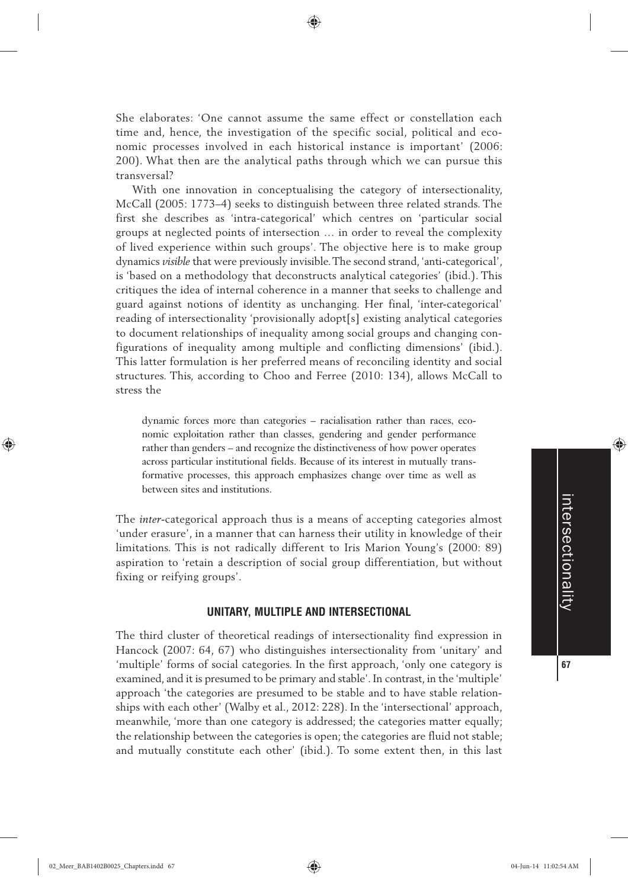She elaborates: 'One cannot assume the same effect or constellation each time and, hence, the investigation of the specific social, political and economic processes involved in each historical instance is important' (2006: 200). What then are the analytical paths through which we can pursue this transversal?

With one innovation in conceptualising the category of intersectionality, McCall (2005: 1773–4) seeks to distinguish between three related strands. The first she describes as 'intra-categorical' which centres on 'particular social groups at neglected points of intersection … in order to reveal the complexity of lived experience within such groups'. The objective here is to make group dynamics *visible* that were previously invisible. The second strand, 'anti-categorical', is 'based on a methodology that deconstructs analytical categories' (ibid.). This critiques the idea of internal coherence in a manner that seeks to challenge and guard against notions of identity as unchanging. Her final, 'inter-categorical' reading of intersectionality 'provisionally adopt[s] existing analytical categories to document relationships of inequality among social groups and changing configurations of inequality among multiple and conflicting dimensions' (ibid.). This latter formulation is her preferred means of reconciling identity and social structures. This, according to Choo and Ferree (2010: 134), allows McCall to stress the

> dynamic forces more than categories – racialisation rather than races, economic exploitation rather than classes, gendering and gender performance rather than genders – and recognize the distinctiveness of how power operates across particular institutional fields. Because of its interest in mutually transformative processes, this approach emphasizes change over time as well as between sites and institutions.

The *inter*-categorical approach thus is a means of accepting categories almost 'under erasure', in a manner that can harness their utility in knowledge of their limitations. This is not radically different to Iris Marion Young's (2000: 89) aspiration to 'retain a description of social group differentiation, but without fixing or reifying groups'.

## UNITARY, MULTIPLE AND INTERSECTIONAL

The third cluster of theoretical readings of intersectionality find expression in Hancock (2007: 64, 67) who distinguishes intersectionality from 'unitary' and 'multiple' forms of social categories. In the first approach, 'only one category is examined, and it is presumed to be primary and stable'. In contrast, in the 'multiple' approach 'the categories are presumed to be stable and to have stable relationships with each other' (Walby et al., 2012: 228). In the 'intersectional' approach, meanwhile, 'more than one category is addressed; the categories matter equally; the relationship between the categories is open; the categories are fluid not stable; and mutually constitute each other' (ibid.). To some extent then, in this last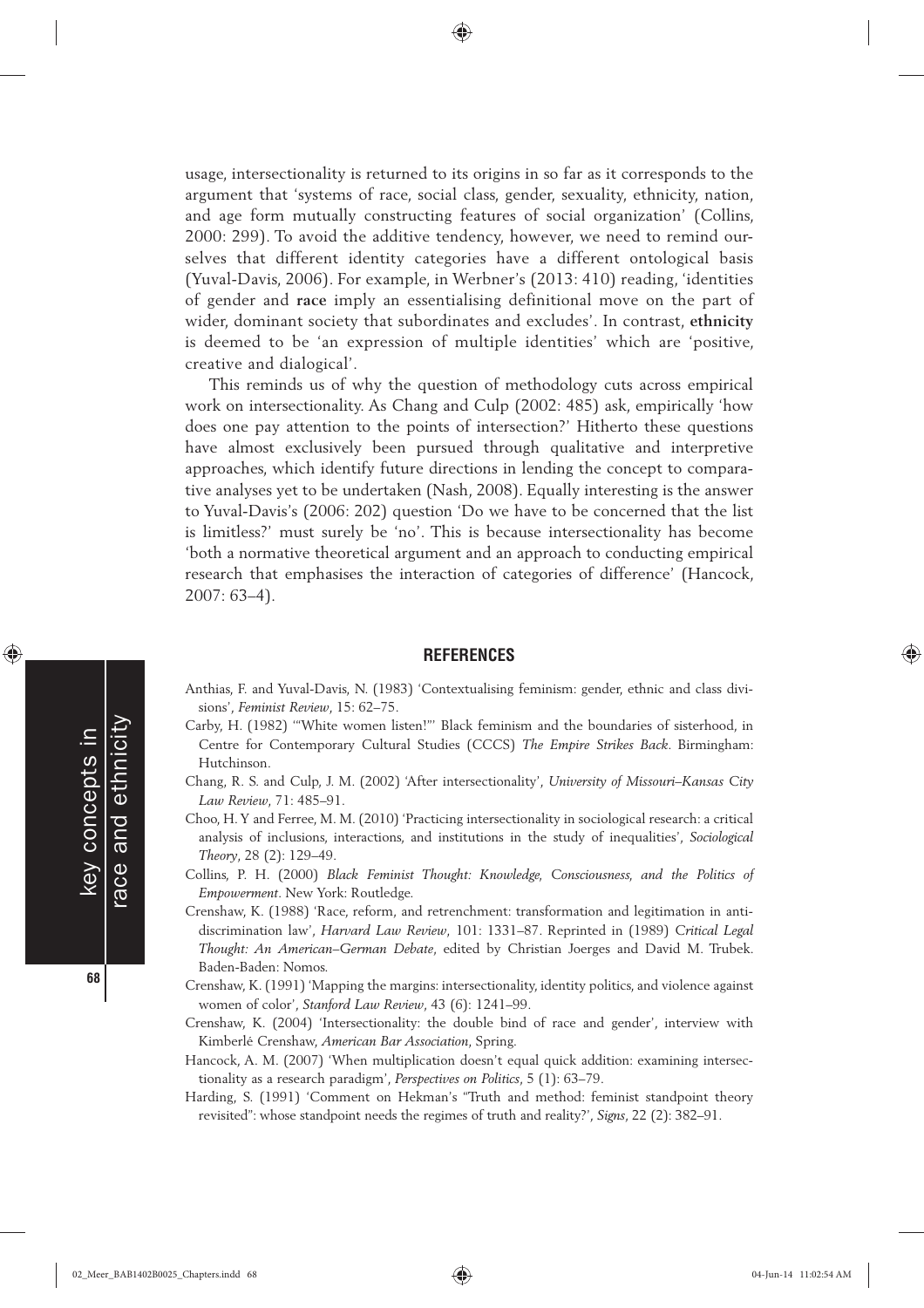usage, intersectionality is returned to its origins in so far as it corresponds to the argument that 'systems of race, social class, gender, sexuality, ethnicity, nation, and age form mutually constructing features of social organization' (Collins, 2000: 299). To avoid the additive tendency, however, we need to remind ourselves that different identity categories have a different ontological basis (Yuval-Davis, 2006). For example, in Werbner's (2013: 410) reading, 'identities of gender and **race** imply an essentialising definitional move on the part of wider, dominant society that subordinates and excludes'. In contrast, **ethnicity** is deemed to be 'an expression of multiple identities' which are 'positive, creative and dialogical'.

This reminds us of why the question of methodology cuts across empirical work on intersectionality. As Chang and Culp (2002: 485) ask, empirically 'how does one pay attention to the points of intersection?' Hitherto these questions have almost exclusively been pursued through qualitative and interpretive approaches, which identify future directions in lending the concept to comparative analyses yet to be undertaken (Nash, 2008). Equally interesting is the answer to Yuval-Davis's (2006: 202) question 'Do we have to be concerned that the list is limitless?' must surely be 'no'. This is because intersectionality has become 'both a normative theoretical argument and an approach to conducting empirical research that emphasises the interaction of categories of difference' (Hancock, 2007: 63–4).

## REFERENCES

Anthias, F. and Yuval-Davis, N. (1983) 'Contextualising feminism: gender, ethnic and class divisions', *Feminist Review*, 15: 62–75.

Carby, H. (1982) '"White women listen!"' Black feminism and the boundaries of sisterhood, in Centre for Contemporary Cultural Studies (CCCS) *The Empire Strikes Back*. Birmingham: Hutchinson.

Chang, R. S. and Culp, J. M. (2002) 'After intersectionality', *University of Missouri–Kansas City Law Review*, 71: 485–91.

Choo, H. Y and Ferree, M. M. (2010) 'Practicing intersectionality in sociological research: a critical analysis of inclusions, interactions, and institutions in the study of inequalities', *Sociological Theory*, 28 (2): 129–49.

Collins, P. H. (2000) *Black Feminist Thought: Knowledge, Consciousness, and the Politics of Empowerment*. New York: Routledge.

Crenshaw, K. (1988) 'Race, reform, and retrenchment: transformation and legitimation in antidiscrimination law', *Harvard Law Review*, 101: 1331–87. Reprinted in (1989) *Critical Legal Thought: An American–German Debate*, edited by Christian Joerges and David M. Trubek. Baden-Baden: Nomos.

Crenshaw, K. (1991) 'Mapping the margins: intersectionality, identity politics, and violence against women of color', *Stanford Law Review*, 43 (6): 1241–99.

Crenshaw, K. (2004) 'Intersectionality: the double bind of race and gender', interview with Kimberlé Crenshaw, *American Bar Association*, Spring.

Hancock, A. M. (2007) 'When multiplication doesn't equal quick addition: examining intersectionality as a research paradigm', *Perspectives on Politics*, 5 (1): 63–79.

Harding, S. (1991) 'Comment on Hekman's "Truth and method: feminist standpoint theory revisited": whose standpoint needs the regimes of truth and reality?', *Signs*, 22 (2): 382–91.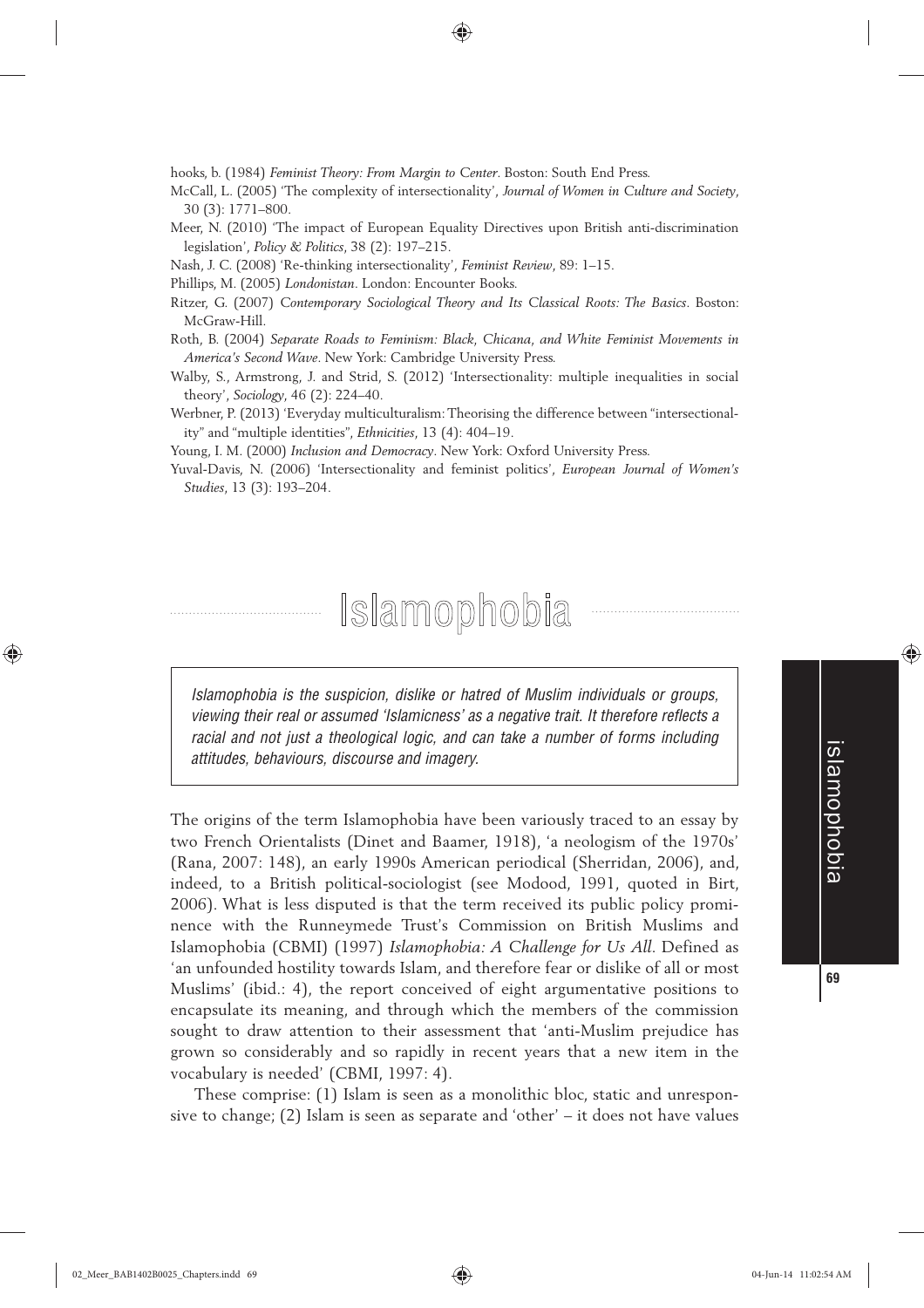hooks, b. (1984) *Feminist Theory: From Margin to Center*. Boston: South End Press.

McCall, L. (2005) 'The complexity of intersectionality', *Journal of Women in Culture and Society*, 30 (3): 1771–800.

Meer, N. (2010) 'The impact of European Equality Directives upon British anti-discrimination legislation', *Policy & Politics*, 38 (2): 197–215.

Nash, J. C. (2008) 'Re-thinking intersectionality', *Feminist Review*, 89: 1–15.

Phillips, M. (2005) *Londonistan*. London: Encounter Books.

Ritzer, G. (2007) *Contemporary Sociological Theory and Its Classical Roots: The Basics*. Boston: McGraw-Hill.

Roth, B. (2004) *Separate Roads to Feminism: Black, Chicana, and White Feminist Movements in America's Second Wave*. New York: Cambridge University Press.

Walby, S., Armstrong, J. and Strid, S. (2012) 'Intersectionality: multiple inequalities in social theory', *Sociology*, 46 (2): 224–40.

Werbner, P. (2013) 'Everyday multiculturalism: Theorising the difference between "intersectionality" and "multiple identities"', *Ethnicities*, 13 (4): 404–19.

Young, I. M. (2000) *Inclusion and Democracy*. New York: Oxford University Press.

Yuval-Davis, N. (2006) 'Intersectionality and feminist politics', *European Journal of Women's Studies*, 13 (3): 193–204.

# Islamophobia

*Islamophobia is the suspicion, dislike or hatred of Muslim individuals or groups, viewing their real or assumed 'Islamicness' as a negative trait. It therefore reflects a racial and not just a theological logic, and can take a number of forms including attitudes, behaviours, discourse and imagery.*

The origins of the term Islamophobia have been variously traced to an essay by two French Orientalists (Dinet and Baamer, 1918), 'a neologism of the 1970s' (Rana, 2007: 148), an early 1990s American periodical (Sherridan, 2006), and, indeed, to a British political-sociologist (see Modood, 1991, quoted in Birt, 2006). What is less disputed is that the term received its public policy prominence with the Runneymede Trust's Commission on British Muslims and Islamophobia (CBMI) (1997) *Islamophobia: A Challenge for Us All*. Defined as 'an unfounded hostility towards Islam, and therefore fear or dislike of all or most Muslims' (ibid.: 4), the report conceived of eight argumentative positions to encapsulate its meaning, and through which the members of the commission sought to draw attention to their assessment that 'anti-Muslim prejudice has grown so considerably and so rapidly in recent years that a new item in the vocabulary is needed' (CBMI, 1997: 4).

These comprise: (1) Islam is seen as a monolithic bloc, static and unresponsive to change; (2) Islam is seen as separate and 'other' – it does not have values